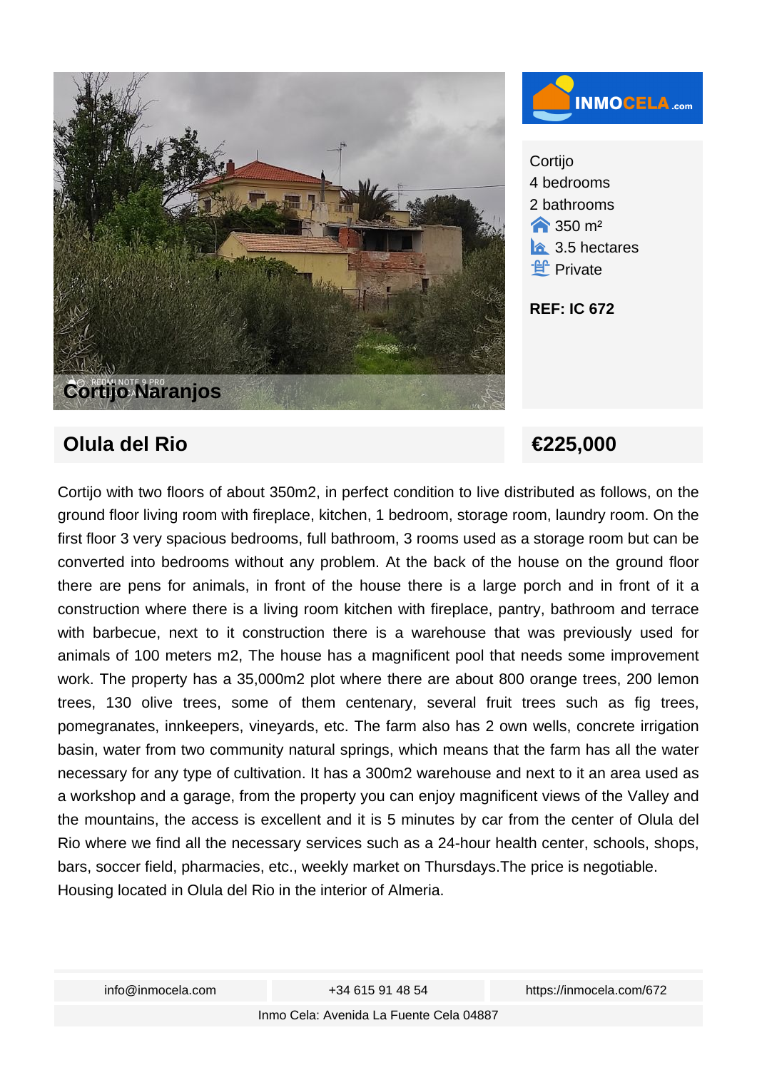**Cortijo Naranjos**

INMOCELA.com

Cortijo
4 bedrooms
2 bathrooms
350 m²
3.5 hectares
Private

**REF: IC 672**

## Olula del Rio

## €225,000

Cortijo with two floors of about 350m2, in perfect condition to live distributed as follows, on the ground floor living room with fireplace, kitchen, 1 bedroom, storage room, laundry room. On the first floor 3 very spacious bedrooms, full bathroom, 3 rooms used as a storage room but can be converted into bedrooms without any problem. At the back of the house on the ground floor there are pens for animals, in front of the house there is a large porch and in front of it a construction where there is a living room kitchen with fireplace, pantry, bathroom and terrace with barbecue, next to it construction there is a warehouse that was previously used for animals of 100 meters m2, The house has a magnificent pool that needs some improvement work. The property has a 35,000m2 plot where there are about 800 orange trees, 200 lemon trees, 130 olive trees, some of them centenary, several fruit trees such as fig trees, pomegranates, innkeepers, vineyards, etc. The farm also has 2 own wells, concrete irrigation basin, water from two community natural springs, which means that the farm has all the water necessary for any type of cultivation. It has a 300m2 warehouse and next to it an area used as a workshop and a garage, from the property you can enjoy magnificent views of the Valley and the mountains, the access is excellent and it is 5 minutes by car from the center of Olula del Rio where we find all the necessary services such as a 24-hour health center, schools, shops, bars, soccer field, pharmacies, etc., weekly market on Thursdays.The price is negotiable.
Housing located in Olula del Rio in the interior of Almeria.

info@inmocela.com | +34 615 91 48 54 | https://inmocela.com/672

Inmo Cela: Avenida La Fuente Cela 04887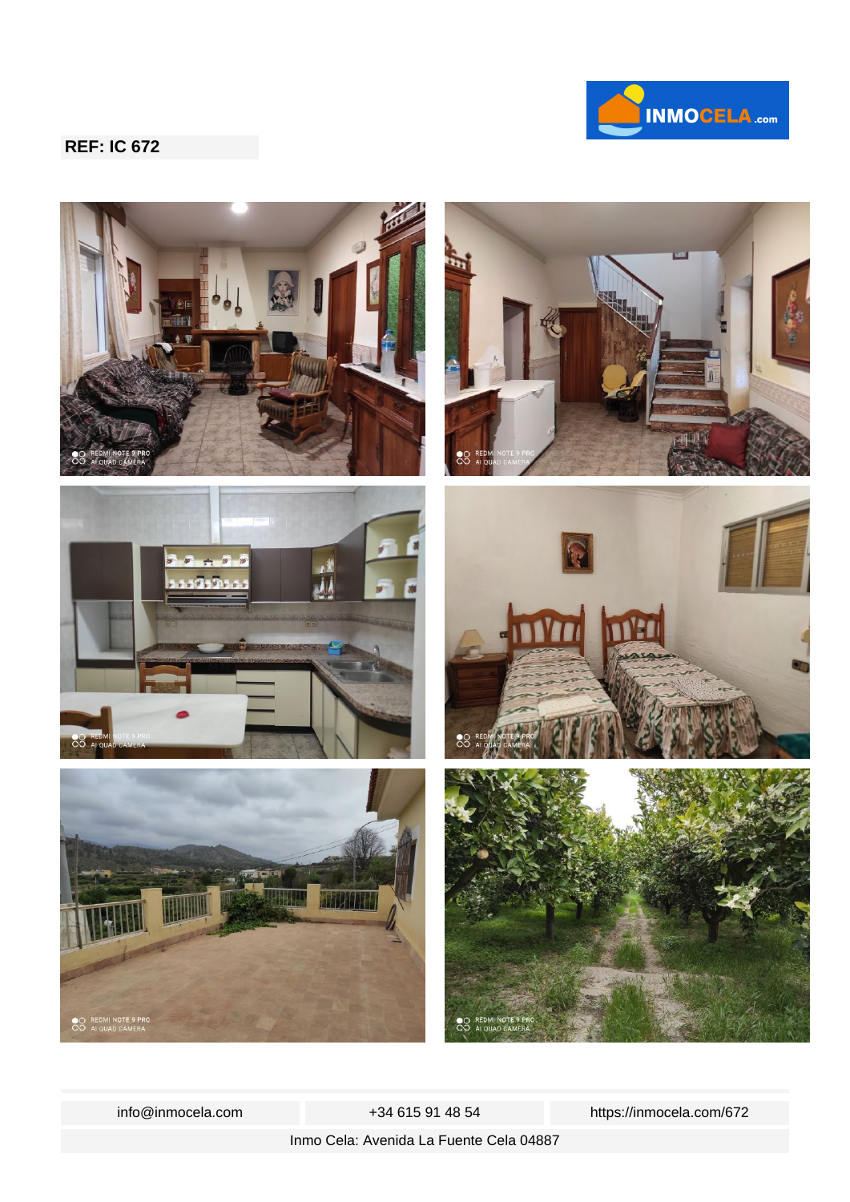**REF: IC 672**

| | | |
|---|---|---|
| info@inmocela.com | +34 615 91 48 54 | https://inmocela.com/672 |

Inmo Cela: Avenida La Fuente Cela 04887